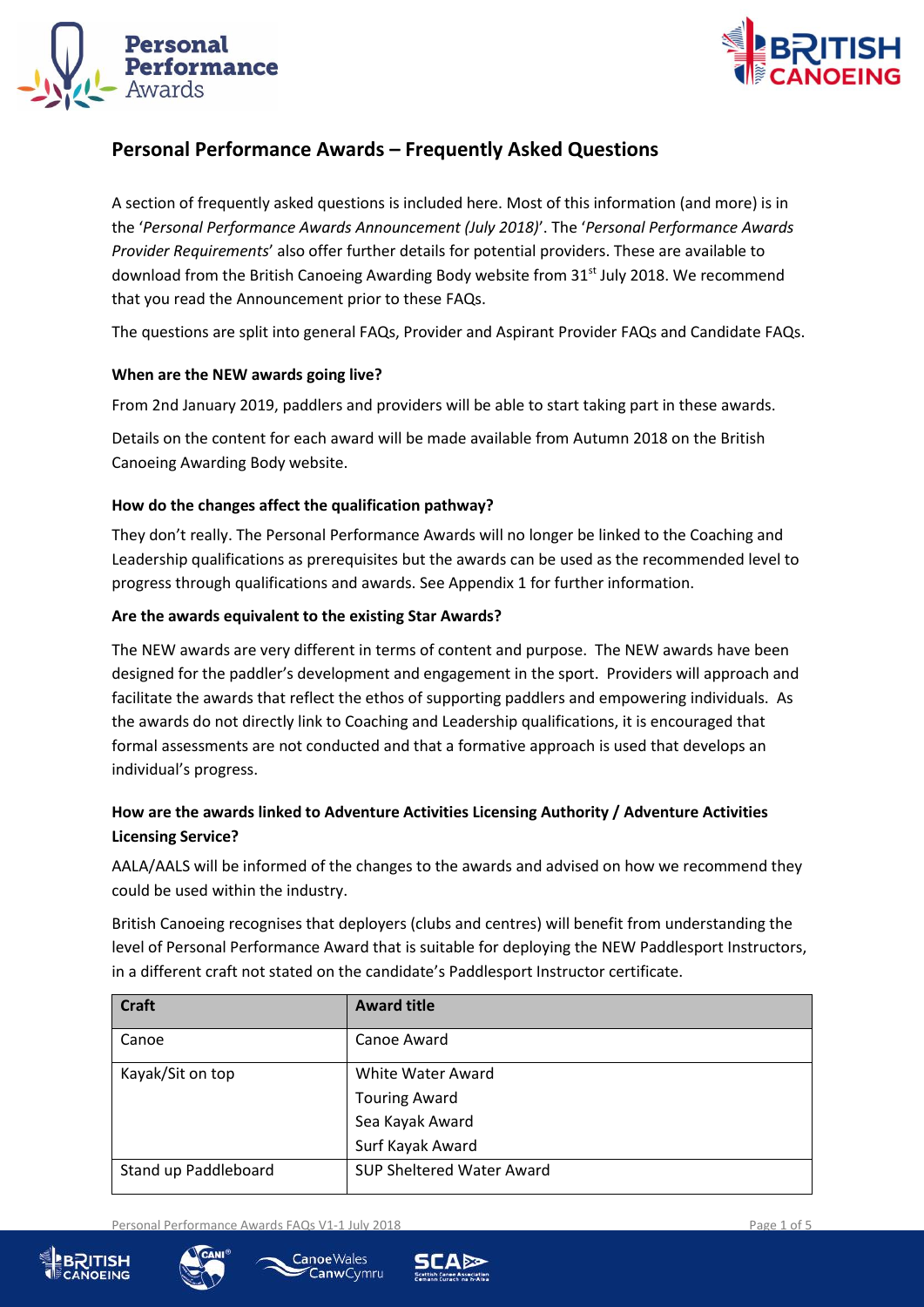# Personal Performance Awards – Frequently Asked Questions

A section of frequently asked questions is included here. Most of this information (and more) is in the '*Personal Performance Awards Announcement (July 2018)*'. The '*Personal Performance Awards Provider Requirements*' also offer further details for potential providers. These are available to download from the British Canoeing Awarding Body website from 31st July 2018. We recommend that you read the Announcement prior to these FAQs.

The questions are split into general FAQs, Provider and Aspirant Provider FAQs and Candidate FAQs.

**When are the NEW awards going live?**

From 2nd January 2019, paddlers and providers will be able to start taking part in these awards.

Details on the content for each award will be made available from Autumn 2018 on the British Canoeing Awarding Body website.

**How do the changes affect the qualification pathway?**

They don't really. The Personal Performance Awards will no longer be linked to the Coaching and Leadership qualifications as prerequisites but the awards can be used as the recommended level to progress through qualifications and awards. See Appendix 1 for further information.

**Are the awards equivalent to the existing Star Awards?**

The NEW awards are very different in terms of content and purpose. The NEW awards have been designed for the paddler's development and engagement in the sport. Providers will approach and facilitate the awards that reflect the ethos of supporting paddlers and empowering individuals. As the awards do not directly link to Coaching and Leadership qualifications, it is encouraged that formal assessments are not conducted and that a formative approach is used that develops an individual's progress.

**How are the awards linked to Adventure Activities Licensing Authority / Adventure Activities Licensing Service?**

AALA/AALS will be informed of the changes to the awards and advised on how we recommend they could be used within the industry.

British Canoeing recognises that deployers (clubs and centres) will benefit from understanding the level of Personal Performance Award that is suitable for deploying the NEW Paddlesport Instructors, in a different craft not stated on the candidate's Paddlesport Instructor certificate.

| Craft | Award title |
|---|---|
| Canoe | Canoe Award |
| Kayak/Sit on top | White Water Award<br>Touring Award<br>Sea Kayak Award<br>Surf Kayak Award |
| Stand up Paddleboard | SUP Sheltered Water Award |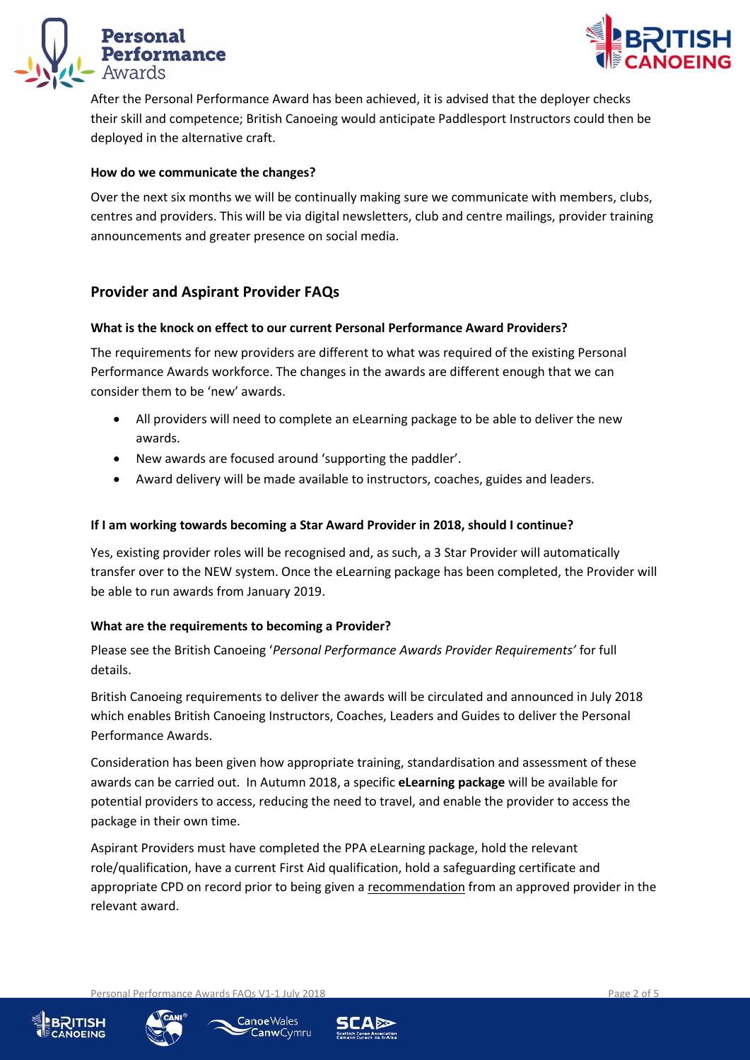After the Personal Performance Award has been achieved, it is advised that the deployer checks their skill and competence; British Canoeing would anticipate Paddlesport Instructors could then be deployed in the alternative craft.

**How do we communicate the changes?**

Over the next six months we will be continually making sure we communicate with members, clubs, centres and providers. This will be via digital newsletters, club and centre mailings, provider training announcements and greater presence on social media.

## Provider and Aspirant Provider FAQs

**What is the knock on effect to our current Personal Performance Award Providers?**

The requirements for new providers are different to what was required of the existing Personal Performance Awards workforce. The changes in the awards are different enough that we can consider them to be 'new' awards.

- All providers will need to complete an eLearning package to be able to deliver the new awards.
- New awards are focused around 'supporting the paddler'.
- Award delivery will be made available to instructors, coaches, guides and leaders.

**If I am working towards becoming a Star Award Provider in 2018, should I continue?**

Yes, existing provider roles will be recognised and, as such, a 3 Star Provider will automatically transfer over to the NEW system. Once the eLearning package has been completed, the Provider will be able to run awards from January 2019.

**What are the requirements to becoming a Provider?**

Please see the British Canoeing '*Personal Performance Awards Provider Requirements'* for full details.

British Canoeing requirements to deliver the awards will be circulated and announced in July 2018 which enables British Canoeing Instructors, Coaches, Leaders and Guides to deliver the Personal Performance Awards.

Consideration has been given how appropriate training, standardisation and assessment of these awards can be carried out. In Autumn 2018, a specific **eLearning package** will be available for potential providers to access, reducing the need to travel, and enable the provider to access the package in their own time.

Aspirant Providers must have completed the PPA eLearning package, hold the relevant role/qualification, have a current First Aid qualification, hold a safeguarding certificate and appropriate CPD on record prior to being given a recommendation from an approved provider in the relevant award.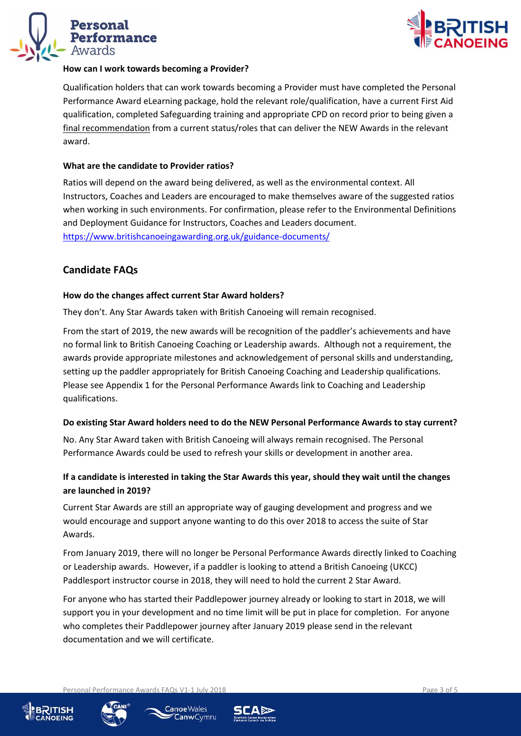**How can I work towards becoming a Provider?**

Qualification holders that can work towards becoming a Provider must have completed the Personal Performance Award eLearning package, hold the relevant role/qualification, have a current First Aid qualification, completed Safeguarding training and appropriate CPD on record prior to being given a final recommendation from a current status/roles that can deliver the NEW Awards in the relevant award.

**What are the candidate to Provider ratios?**

Ratios will depend on the award being delivered, as well as the environmental context. All Instructors, Coaches and Leaders are encouraged to make themselves aware of the suggested ratios when working in such environments. For confirmation, please refer to the Environmental Definitions and Deployment Guidance for Instructors, Coaches and Leaders document. https://www.britishcanoeingawarding.org.uk/guidance-documents/

## Candidate FAQs

**How do the changes affect current Star Award holders?**

They don't. Any Star Awards taken with British Canoeing will remain recognised.

From the start of 2019, the new awards will be recognition of the paddler's achievements and have no formal link to British Canoeing Coaching or Leadership awards. Although not a requirement, the awards provide appropriate milestones and acknowledgement of personal skills and understanding, setting up the paddler appropriately for British Canoeing Coaching and Leadership qualifications. Please see Appendix 1 for the Personal Performance Awards link to Coaching and Leadership qualifications.

**Do existing Star Award holders need to do the NEW Personal Performance Awards to stay current?**

No. Any Star Award taken with British Canoeing will always remain recognised. The Personal Performance Awards could be used to refresh your skills or development in another area.

**If a candidate is interested in taking the Star Awards this year, should they wait until the changes are launched in 2019?**

Current Star Awards are still an appropriate way of gauging development and progress and we would encourage and support anyone wanting to do this over 2018 to access the suite of Star Awards.

From January 2019, there will no longer be Personal Performance Awards directly linked to Coaching or Leadership awards. However, if a paddler is looking to attend a British Canoeing (UKCC) Paddlesport instructor course in 2018, they will need to hold the current 2 Star Award.

For anyone who has started their Paddlepower journey already or looking to start in 2018, we will support you in your development and no time limit will be put in place for completion. For anyone who completes their Paddlepower journey after January 2019 please send in the relevant documentation and we will certificate.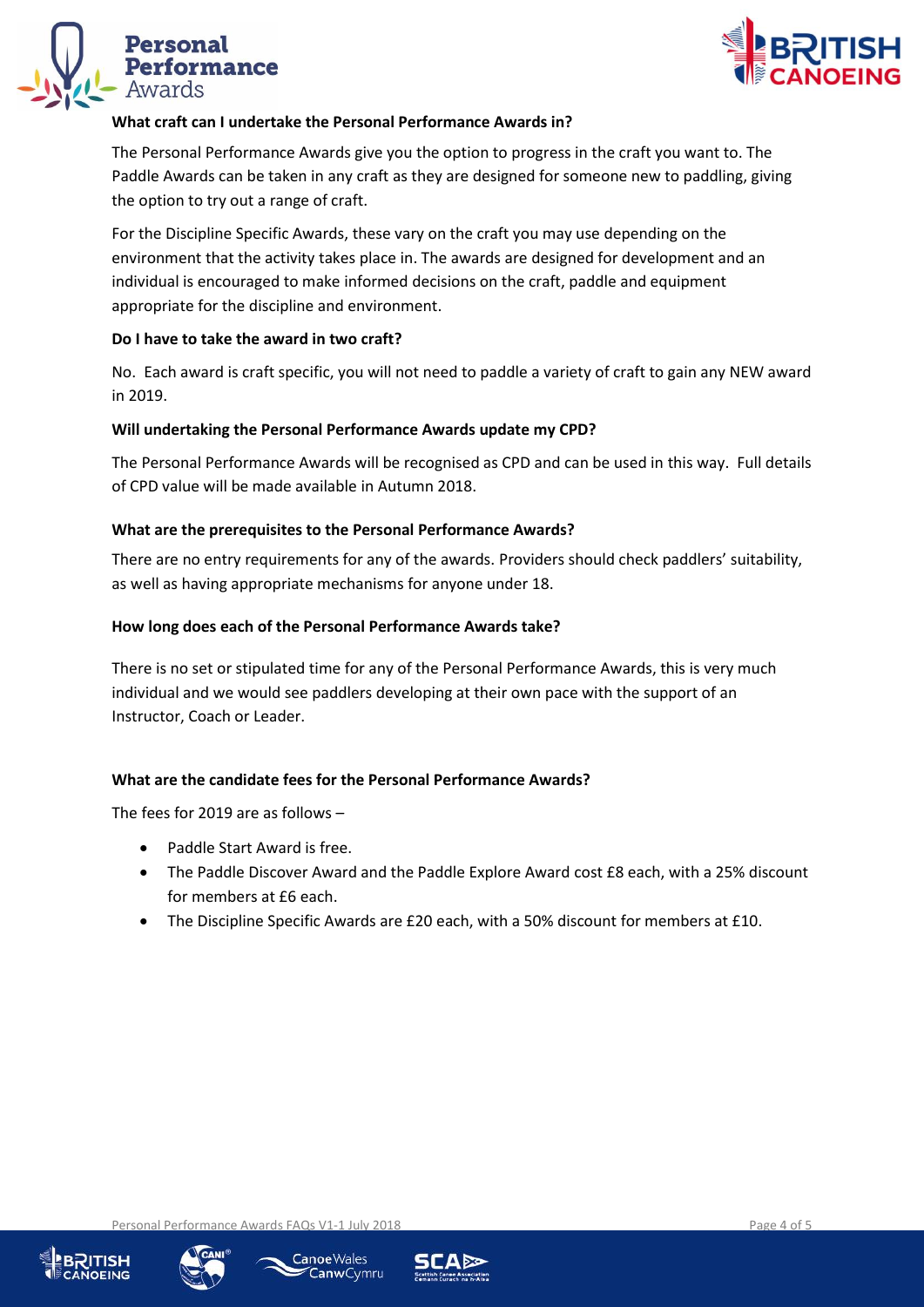**What craft can I undertake the Personal Performance Awards in?**

The Personal Performance Awards give you the option to progress in the craft you want to. The Paddle Awards can be taken in any craft as they are designed for someone new to paddling, giving the option to try out a range of craft.

For the Discipline Specific Awards, these vary on the craft you may use depending on the environment that the activity takes place in. The awards are designed for development and an individual is encouraged to make informed decisions on the craft, paddle and equipment appropriate for the discipline and environment.

**Do I have to take the award in two craft?**

No. Each award is craft specific, you will not need to paddle a variety of craft to gain any NEW award in 2019.

**Will undertaking the Personal Performance Awards update my CPD?**

The Personal Performance Awards will be recognised as CPD and can be used in this way. Full details of CPD value will be made available in Autumn 2018.

**What are the prerequisites to the Personal Performance Awards?**

There are no entry requirements for any of the awards. Providers should check paddlers' suitability, as well as having appropriate mechanisms for anyone under 18.

**How long does each of the Personal Performance Awards take?**

There is no set or stipulated time for any of the Personal Performance Awards, this is very much individual and we would see paddlers developing at their own pace with the support of an Instructor, Coach or Leader.

**What are the candidate fees for the Personal Performance Awards?**

The fees for 2019 are as follows –

- Paddle Start Award is free.
- The Paddle Discover Award and the Paddle Explore Award cost £8 each, with a 25% discount for members at £6 each.
- The Discipline Specific Awards are £20 each, with a 50% discount for members at £10.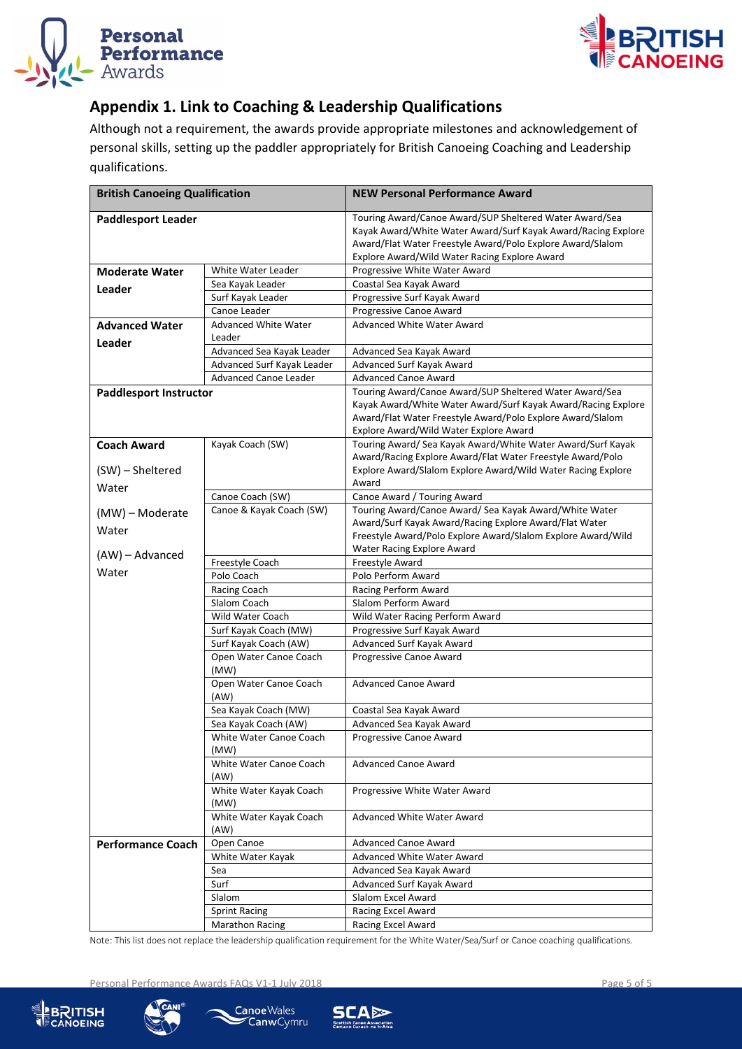## Appendix 1. Link to Coaching & Leadership Qualifications

Although not a requirement, the awards provide appropriate milestones and acknowledgement of personal skills, setting up the paddler appropriately for British Canoeing Coaching and Leadership qualifications.

| British Canoeing Qualification | | NEW Personal Performance Award |
|---|---|---|
| **Paddlesport Leader** | | Touring Award/Canoe Award/SUP Sheltered Water Award/Sea Kayak Award/White Water Award/Surf Kayak Award/Racing Explore Award/Flat Water Freestyle Award/Polo Explore Award/Slalom Explore Award/Wild Water Racing Explore Award |
| **Moderate Water Leader** | White Water Leader | Progressive White Water Award |
| | Sea Kayak Leader | Coastal Sea Kayak Award |
| | Surf Kayak Leader | Progressive Surf Kayak Award |
| | Canoe Leader | Progressive Canoe Award |
| **Advanced Water Leader** | Advanced White Water Leader | Advanced White Water Award |
| | Advanced Sea Kayak Leader | Advanced Sea Kayak Award |
| | Advanced Surf Kayak Leader | Advanced Surf Kayak Award |
| | Advanced Canoe Leader | Advanced Canoe Award |
| **Paddlesport Instructor** | | Touring Award/Canoe Award/SUP Sheltered Water Award/Sea Kayak Award/White Water Award/Surf Kayak Award/Racing Explore Award/Flat Water Freestyle Award/Polo Explore Award/Slalom Explore Award/Wild Water Explore Award |
| **Coach Award** (SW) – Sheltered Water (MW) – Moderate Water (AW) – Advanced Water | Kayak Coach (SW) | Touring Award/ Sea Kayak Award/White Water Award/Surf Kayak Award/Racing Explore Award/Flat Water Freestyle Award/Polo Explore Award/Slalom Explore Award/Wild Water Racing Explore Award |
| | Canoe Coach (SW) | Canoe Award / Touring Award |
| | Canoe & Kayak Coach (SW) | Touring Award/Canoe Award/ Sea Kayak Award/White Water Award/Surf Kayak Award/Racing Explore Award/Flat Water Freestyle Award/Polo Explore Award/Slalom Explore Award/Wild Water Racing Explore Award |
| | Freestyle Coach | Freestyle Award |
| | Polo Coach | Polo Perform Award |
| | Racing Coach | Racing Perform Award |
| | Slalom Coach | Slalom Perform Award |
| | Wild Water Coach | Wild Water Racing Perform Award |
| | Surf Kayak Coach (MW) | Progressive Surf Kayak Award |
| | Surf Kayak Coach (AW) | Advanced Surf Kayak Award |
| | Open Water Canoe Coach (MW) | Progressive Canoe Award |
| | Open Water Canoe Coach (AW) | Advanced Canoe Award |
| | Sea Kayak Coach (MW) | Coastal Sea Kayak Award |
| | Sea Kayak Coach (AW) | Advanced Sea Kayak Award |
| | White Water Canoe Coach (MW) | Progressive Canoe Award |
| | White Water Canoe Coach (AW) | Advanced Canoe Award |
| | White Water Kayak Coach (MW) | Progressive White Water Award |
| | White Water Kayak Coach (AW) | Advanced White Water Award |
| **Performance Coach** | Open Canoe | Advanced Canoe Award |
| | White Water Kayak | Advanced White Water Award |
| | Sea | Advanced Sea Kayak Award |
| | Surf | Advanced Surf Kayak Award |
| | Slalom | Slalom Excel Award |
| | Sprint Racing | Racing Excel Award |
| | Marathon Racing | Racing Excel Award |

Note: This list does not replace the leadership qualification requirement for the White Water/Sea/Surf or Canoe coaching qualifications.